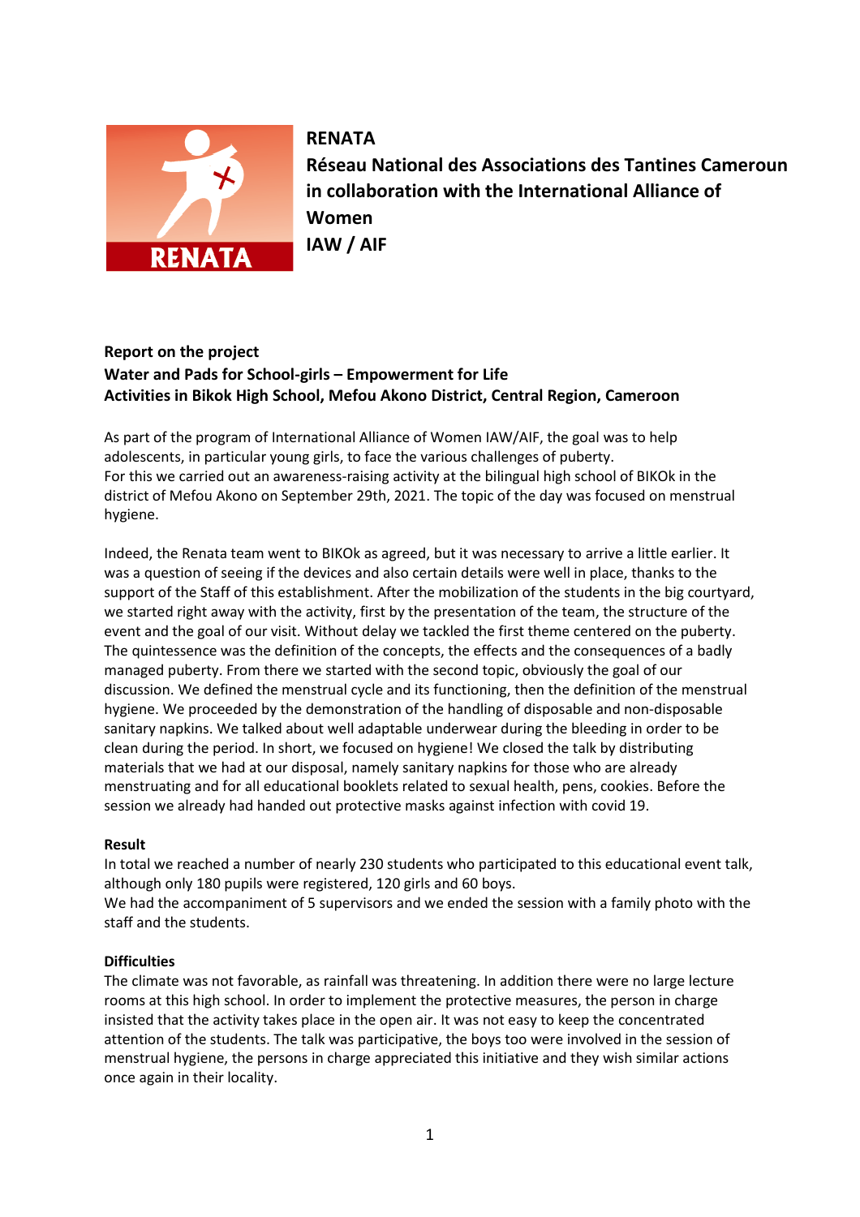**RENATA**
**Réseau National des Associations des Tantines Cameroun in collaboration with the International Alliance of Women**
**IAW / AIF**

**Report on the project**
**Water and Pads for School-girls – Empowerment for Life**
**Activities in Bikok High School, Mefou Akono District, Central Region, Cameroon**

As part of the program of International Alliance of Women IAW/AIF, the goal was to help adolescents, in particular young girls, to face the various challenges of puberty.
For this we carried out an awareness-raising activity at the bilingual high school of BIKOk in the district of Mefou Akono on September 29th, 2021. The topic of the day was focused on menstrual hygiene.

Indeed, the Renata team went to BIKOk as agreed, but it was necessary to arrive a little earlier. It was a question of seeing if the devices and also certain details were well in place, thanks to the support of the Staff of this establishment. After the mobilization of the students in the big courtyard, we started right away with the activity, first by the presentation of the team, the structure of the event and the goal of our visit. Without delay we tackled the first theme centered on the puberty. The quintessence was the definition of the concepts, the effects and the consequences of a badly managed puberty. From there we started with the second topic, obviously the goal of our discussion. We defined the menstrual cycle and its functioning, then the definition of the menstrual hygiene. We proceeded by the demonstration of the handling of disposable and non-disposable sanitary napkins. We talked about well adaptable underwear during the bleeding in order to be clean during the period. In short, we focused on hygiene! We closed the talk by distributing materials that we had at our disposal, namely sanitary napkins for those who are already menstruating and for all educational booklets related to sexual health, pens, cookies. Before the session we already had handed out protective masks against infection with covid 19.

**Result**

In total we reached a number of nearly 230 students who participated to this educational event talk, although only 180 pupils were registered, 120 girls and 60 boys.
We had the accompaniment of 5 supervisors and we ended the session with a family photo with the staff and the students.

**Difficulties**

The climate was not favorable, as rainfall was threatening. In addition there were no large lecture rooms at this high school. In order to implement the protective measures, the person in charge insisted that the activity takes place in the open air. It was not easy to keep the concentrated attention of the students. The talk was participative, the boys too were involved in the session of menstrual hygiene, the persons in charge appreciated this initiative and they wish similar actions once again in their locality.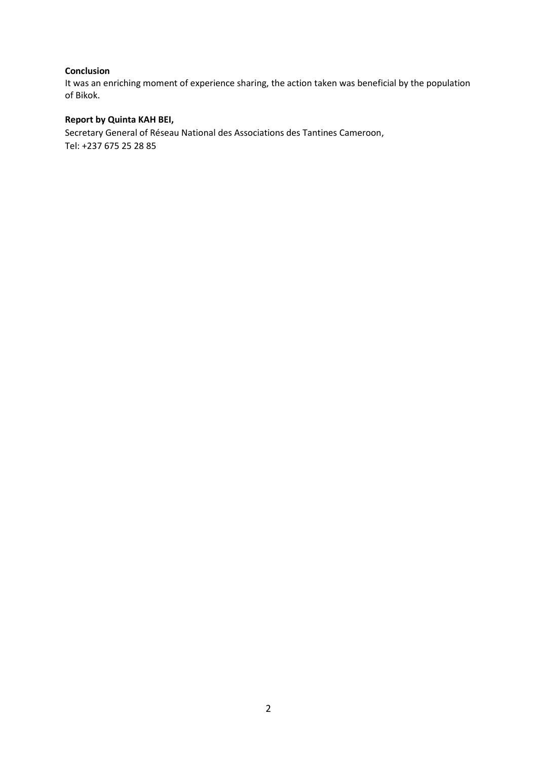**Conclusion**

It was an enriching moment of experience sharing, the action taken was beneficial by the population of Bikok.

**Report by Quinta KAH BEI,**

Secretary General of Réseau National des Associations des Tantines Cameroon,
Tel: +237 675 25 28 85